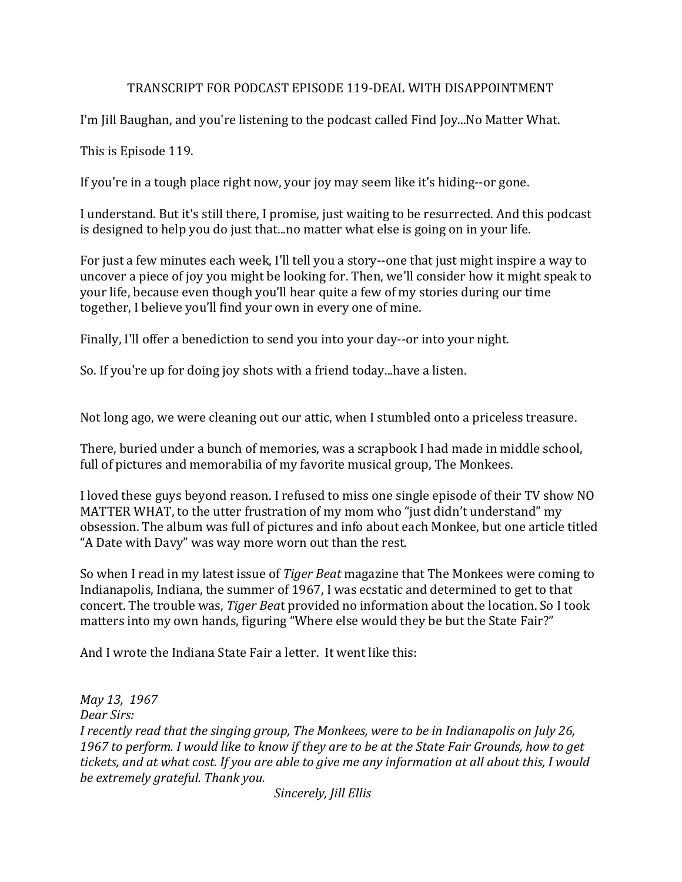# TRANSCRIPT FOR PODCAST EPISODE 119-DEAL WITH DISAPPOINTMENT

I'm Jill Baughan, and you're listening to the podcast called Find Joy...No Matter What.

This is Episode 119.

If you're in a tough place right now, your joy may seem like it's hiding--or gone.

I understand. But it's still there, I promise, just waiting to be resurrected. And this podcast is designed to help you do just that...no matter what else is going on in your life.

For just a few minutes each week, I'll tell you a story--one that just might inspire a way to uncover a piece of joy you might be looking for. Then, we'll consider how it might speak to your life, because even though you'll hear quite a few of my stories during our time together, I believe you'll find your own in every one of mine.

Finally, I'll offer a benediction to send you into your day--or into your night.

So. If you're up for doing joy shots with a friend today...have a listen.

Not long ago, we were cleaning out our attic, when I stumbled onto a priceless treasure.

There, buried under a bunch of memories, was a scrapbook I had made in middle school, full of pictures and memorabilia of my favorite musical group, The Monkees.

I loved these guys beyond reason. I refused to miss one single episode of their TV show NO MATTER WHAT, to the utter frustration of my mom who "just didn't understand" my obsession. The album was full of pictures and info about each Monkee, but one article titled "A Date with Davy" was way more worn out than the rest.

So when I read in my latest issue of *Tiger Beat* magazine that The Monkees were coming to Indianapolis, Indiana, the summer of 1967, I was ecstatic and determined to get to that concert. The trouble was, *Tiger Beat* provided no information about the location. So I took matters into my own hands, figuring "Where else would they be but the State Fair?"

And I wrote the Indiana State Fair a letter. It went like this:

*May 13, 1967*
*Dear Sirs:*
*I recently read that the singing group, The Monkees, were to be in Indianapolis on July 26, 1967 to perform. I would like to know if they are to be at the State Fair Grounds, how to get tickets, and at what cost. If you are able to give me any information at all about this, I would be extremely grateful. Thank you.*

*Sincerely, Jill Ellis*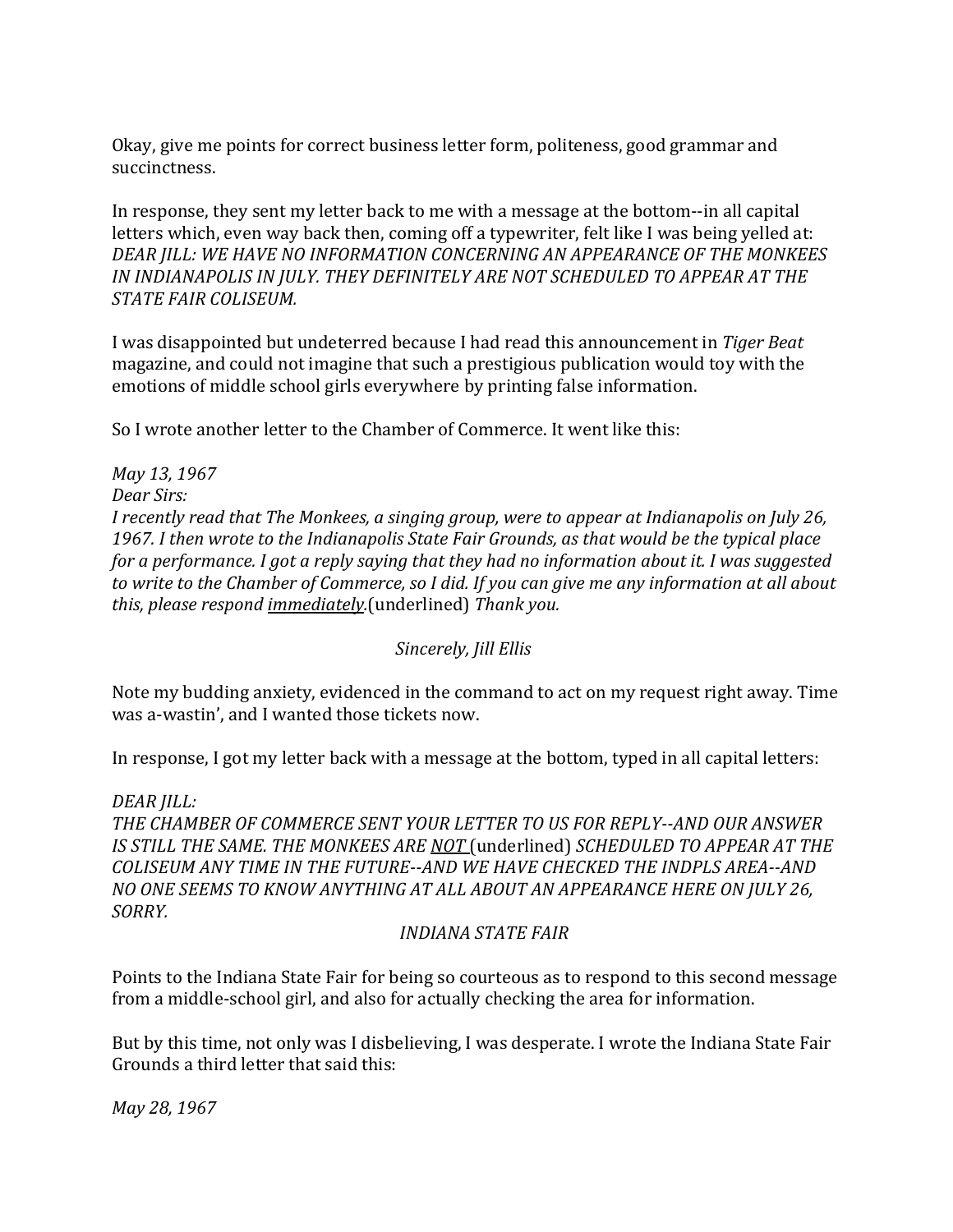Okay, give me points for correct business letter form, politeness, good grammar and succinctness.

In response, they sent my letter back to me with a message at the bottom--in all capital letters which, even way back then, coming off a typewriter, felt like I was being yelled at: *DEAR JILL: WE HAVE NO INFORMATION CONCERNING AN APPEARANCE OF THE MONKEES IN INDIANAPOLIS IN JULY. THEY DEFINITELY ARE NOT SCHEDULED TO APPEAR AT THE STATE FAIR COLISEUM.*

I was disappointed but undeterred because I had read this announcement in *Tiger Beat* magazine, and could not imagine that such a prestigious publication would toy with the emotions of middle school girls everywhere by printing false information.

So I wrote another letter to the Chamber of Commerce. It went like this:

*May 13, 1967*
*Dear Sirs:*
*I recently read that The Monkees, a singing group, were to appear at Indianapolis on July 26, 1967. I then wrote to the Indianapolis State Fair Grounds, as that would be the typical place for a performance. I got a reply saying that they had no information about it. I was suggested to write to the Chamber of Commerce, so I did. If you can give me any information at all about this, please respond <u>immediately</u>.*(underlined) *Thank you.*

*Sincerely, Jill Ellis*

Note my budding anxiety, evidenced in the command to act on my request right away. Time was a-wastin', and I wanted those tickets now.

In response, I got my letter back with a message at the bottom, typed in all capital letters:

*DEAR JILL:*
*THE CHAMBER OF COMMERCE SENT YOUR LETTER TO US FOR REPLY--AND OUR ANSWER IS STILL THE SAME. THE MONKEES ARE <u>NOT</u>* (underlined) *SCHEDULED TO APPEAR AT THE COLISEUM ANY TIME IN THE FUTURE--AND WE HAVE CHECKED THE INDPLS AREA--AND NO ONE SEEMS TO KNOW ANYTHING AT ALL ABOUT AN APPEARANCE HERE ON JULY 26, SORRY.*

*INDIANA STATE FAIR*

Points to the Indiana State Fair for being so courteous as to respond to this second message from a middle-school girl, and also for actually checking the area for information.

But by this time, not only was I disbelieving, I was desperate. I wrote the Indiana State Fair Grounds a third letter that said this:

*May 28, 1967*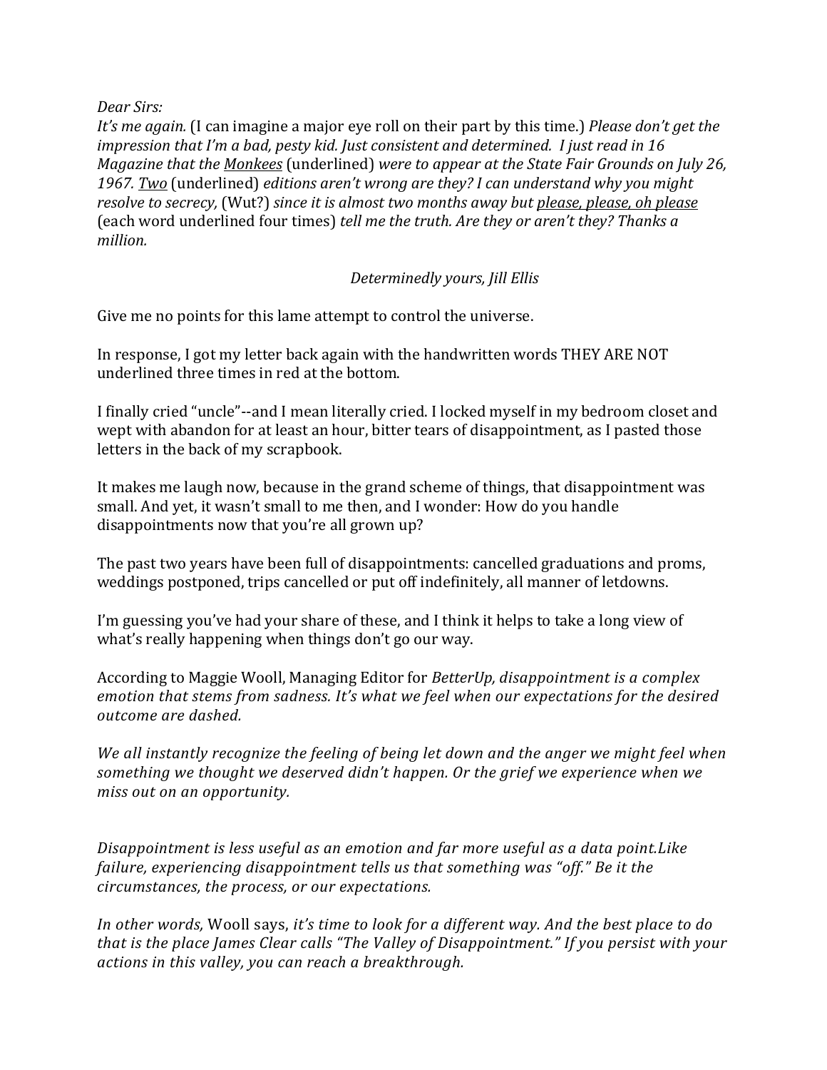*Dear Sirs:*
*It's me again.* (I can imagine a major eye roll on their part by this time.) *Please don't get the impression that I'm a bad, pesty kid. Just consistent and determined. I just read in 16 Magazine that the* *<u>Monkees</u>* (underlined) *were to appear at the State Fair Grounds on July 26, 1967.* *<u>Two</u>* (underlined) *editions aren't wrong are they? I can understand why you might resolve to secrecy,* (Wut?) *since it is almost two months away but* *<u>please, please, oh please</u>* (each word underlined four times) *tell me the truth. Are they or aren't they? Thanks a million.*

*Determinedly yours, Jill Ellis*

Give me no points for this lame attempt to control the universe.

In response, I got my letter back again with the handwritten words THEY ARE NOT underlined three times in red at the bottom.

I finally cried "uncle"--and I mean literally cried. I locked myself in my bedroom closet and wept with abandon for at least an hour, bitter tears of disappointment, as I pasted those letters in the back of my scrapbook.

It makes me laugh now, because in the grand scheme of things, that disappointment was small. And yet, it wasn't small to me then, and I wonder: How do you handle disappointments now that you're all grown up?

The past two years have been full of disappointments: cancelled graduations and proms, weddings postponed, trips cancelled or put off indefinitely, all manner of letdowns.

I'm guessing you've had your share of these, and I think it helps to take a long view of what's really happening when things don't go our way.

According to Maggie Wooll, Managing Editor for *BetterUp, disappointment is a complex emotion that stems from sadness. It's what we feel when our expectations for the desired outcome are dashed.*

*We all instantly recognize the feeling of being let down and the anger we might feel when something we thought we deserved didn't happen. Or the grief we experience when we miss out on an opportunity.*

*Disappointment is less useful as an emotion and far more useful as a data point.Like failure, experiencing disappointment tells us that something was "off." Be it the circumstances, the process, or our expectations.*

*In other words,* Wooll says, *it's time to look for a different way. And the best place to do that is the place James Clear calls "The Valley of Disappointment." If you persist with your actions in this valley, you can reach a breakthrough.*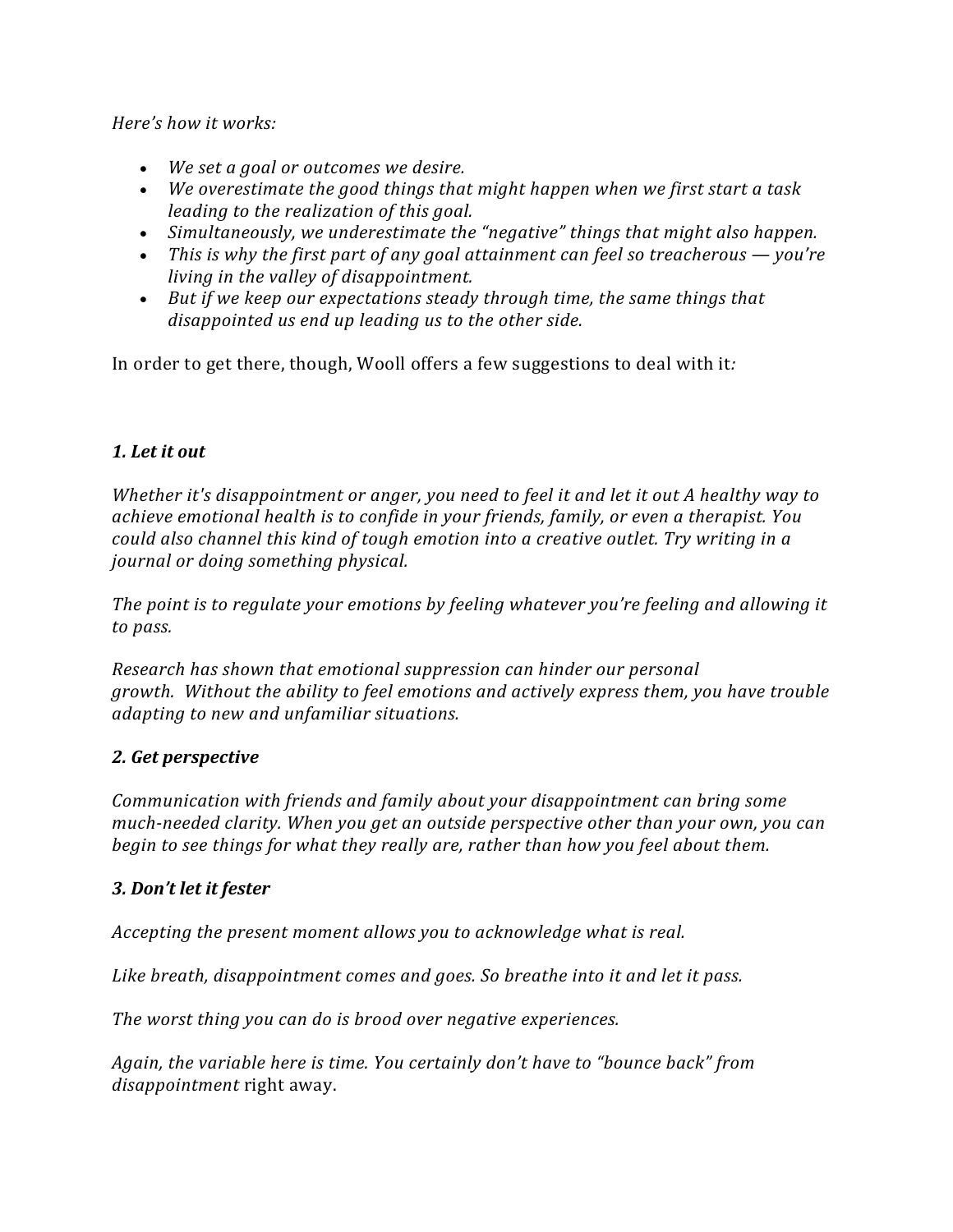*Here's how it works:*

- *We set a goal or outcomes we desire.*
- *We overestimate the good things that might happen when we first start a task leading to the realization of this goal.*
- *Simultaneously, we underestimate the "negative" things that might also happen.*
- *This is why the first part of any goal attainment can feel so treacherous — you're living in the valley of disappointment.*
- *But if we keep our expectations steady through time, the same things that disappointed us end up leading us to the other side.*

In order to get there, though, Wooll offers a few suggestions to deal with it*:*

***1. Let it out***

*Whether it's disappointment or anger, you need to feel it and let it out A healthy way to achieve emotional health is to confide in your friends, family, or even a therapist. You could also channel this kind of tough emotion into a creative outlet. Try writing in a journal or doing something physical.*

*The point is to regulate your emotions by feeling whatever you're feeling and allowing it to pass.*

*Research has shown that emotional suppression can hinder our personal growth. Without the ability to feel emotions and actively express them, you have trouble adapting to new and unfamiliar situations.*

***2. Get perspective***

*Communication with friends and family about your disappointment can bring some much-needed clarity. When you get an outside perspective other than your own, you can begin to see things for what they really are, rather than how you feel about them.*

***3. Don't let it fester***

*Accepting the present moment allows you to acknowledge what is real.*

*Like breath, disappointment comes and goes. So breathe into it and let it pass.*

*The worst thing you can do is brood over negative experiences.*

*Again, the variable here is time. You certainly don't have to "bounce back" from disappointment* right away.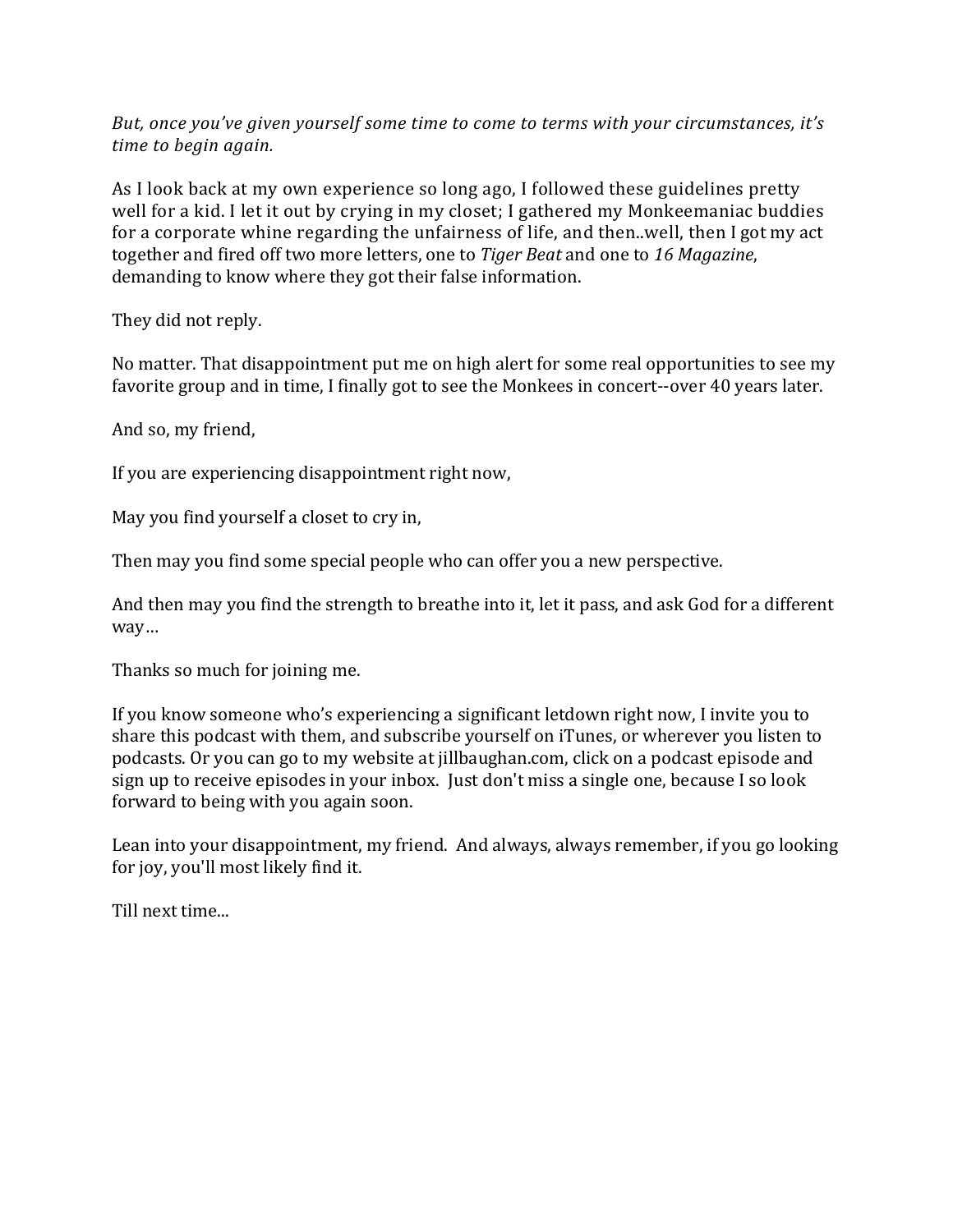*But, once you've given yourself some time to come to terms with your circumstances, it's time to begin again.*

As I look back at my own experience so long ago, I followed these guidelines pretty well for a kid. I let it out by crying in my closet; I gathered my Monkeemaniac buddies for a corporate whine regarding the unfairness of life, and then..well, then I got my act together and fired off two more letters, one to *Tiger Beat* and one to *16 Magazine*, demanding to know where they got their false information.

They did not reply.

No matter. That disappointment put me on high alert for some real opportunities to see my favorite group and in time, I finally got to see the Monkees in concert--over 40 years later.

And so, my friend,

If you are experiencing disappointment right now,

May you find yourself a closet to cry in,

Then may you find some special people who can offer you a new perspective.

And then may you find the strength to breathe into it, let it pass, and ask God for a different way…

Thanks so much for joining me.

If you know someone who's experiencing a significant letdown right now, I invite you to share this podcast with them, and subscribe yourself on iTunes, or wherever you listen to podcasts. Or you can go to my website at jillbaughan.com, click on a podcast episode and sign up to receive episodes in your inbox. Just don't miss a single one, because I so look forward to being with you again soon.

Lean into your disappointment, my friend. And always, always remember, if you go looking for joy, you'll most likely find it.

Till next time...